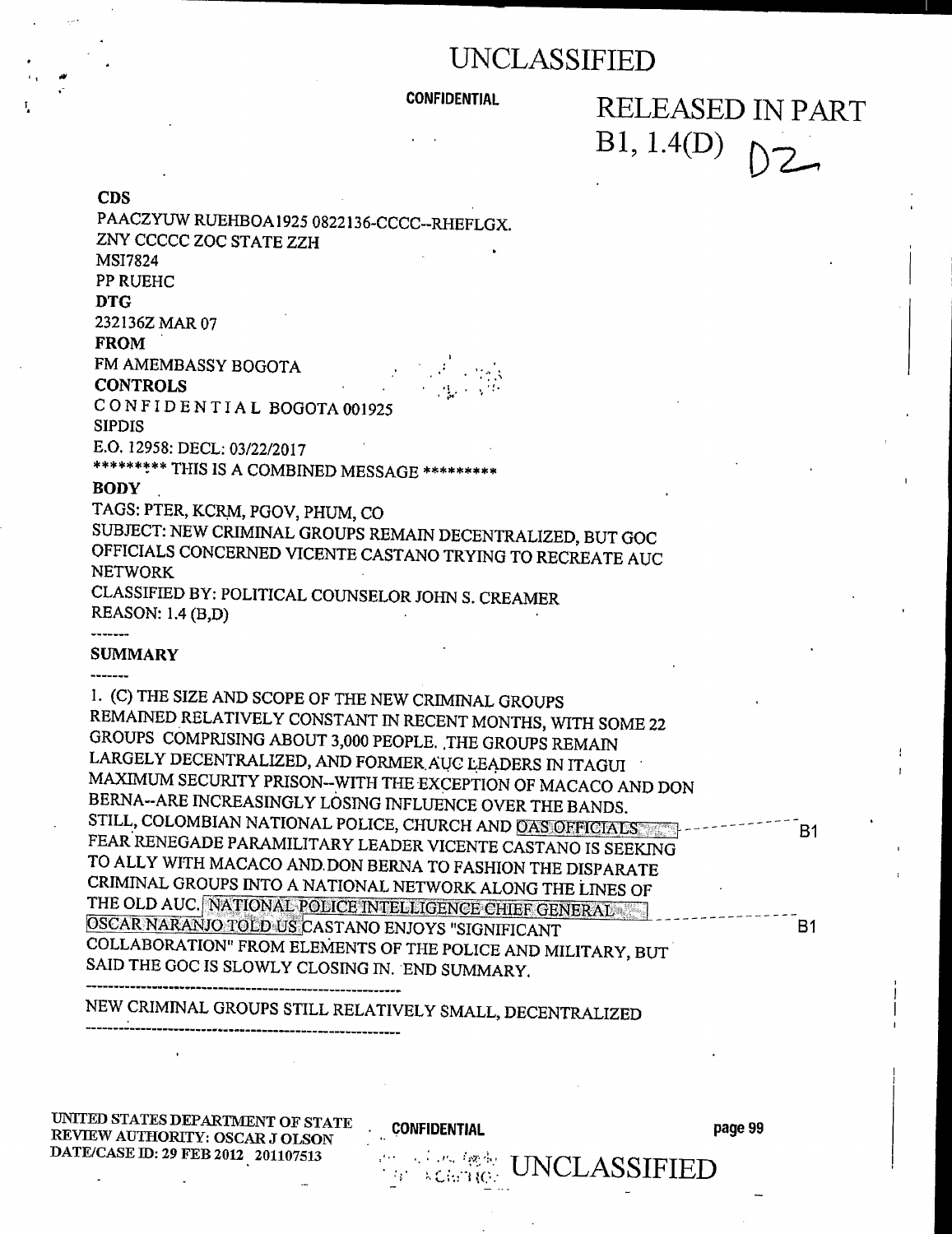UNCLASSIFIED

CONFIDENTIAL

RELEASED IN PART
B1, 1.4(D)

**CDS**

PAACZYUW RUEHBOA1925 0822136-CCCC--RHEFLGX.
ZNY CCCCC ZOC STATE ZZH
MSI7824
PP RUEHC

**DTG**

232136Z MAR 07

**FROM**

FM AMEMBASSY BOGOTA

**CONTROLS**

C O N F I D E N T I A L BOGOTA 001925
SIPDIS
E.O. 12958: DECL: 03/22/2017
********* THIS IS A COMBINED MESSAGE *********

**BODY**

TAGS: PTER, KCRM, PGOV, PHUM, CO
SUBJECT: NEW CRIMINAL GROUPS REMAIN DECENTRALIZED, BUT GOC OFFICIALS CONCERNED VICENTE CASTANO TRYING TO RECREATE AUC NETWORK
CLASSIFIED BY: POLITICAL COUNSELOR JOHN S. CREAMER
REASON: 1.4 (B,D)

-------

**SUMMARY**

-------

1. (C) THE SIZE AND SCOPE OF THE NEW CRIMINAL GROUPS REMAINED RELATIVELY CONSTANT IN RECENT MONTHS, WITH SOME 22 GROUPS COMPRISING ABOUT 3,000 PEOPLE. THE GROUPS REMAIN LARGELY DECENTRALIZED, AND FORMER AUC LEADERS IN ITAGUI MAXIMUM SECURITY PRISON--WITH THE EXCEPTION OF MACACO AND DON BERNA--ARE INCREASINGLY LOSING INFLUENCE OVER THE BANDS. STILL, COLOMBIAN NATIONAL POLICE, CHURCH AND OAS OFFICIALS [B1] FEAR RENEGADE PARAMILITARY LEADER VICENTE CASTANO IS SEEKING TO ALLY WITH MACACO AND DON BERNA TO FASHION THE DISPARATE CRIMINAL GROUPS INTO A NATIONAL NETWORK ALONG THE LINES OF THE OLD AUC. NATIONAL POLICE INTELLIGENCE CHIEF GENERAL OSCAR NARANJO TOLD US [B1] CASTANO ENJOYS "SIGNIFICANT COLLABORATION" FROM ELEMENTS OF THE POLICE AND MILITARY, BUT SAID THE GOC IS SLOWLY CLOSING IN. END SUMMARY.

-------------------------------------------------------

NEW CRIMINAL GROUPS STILL RELATIVELY SMALL, DECENTRALIZED

-------------------------------------------------------

UNITED STATES DEPARTMENT OF STATE
REVIEW AUTHORITY: OSCAR J OLSON
DATE/CASE ID: 29 FEB 2012 201107513

CONFIDENTIAL

UNCLASSIFIED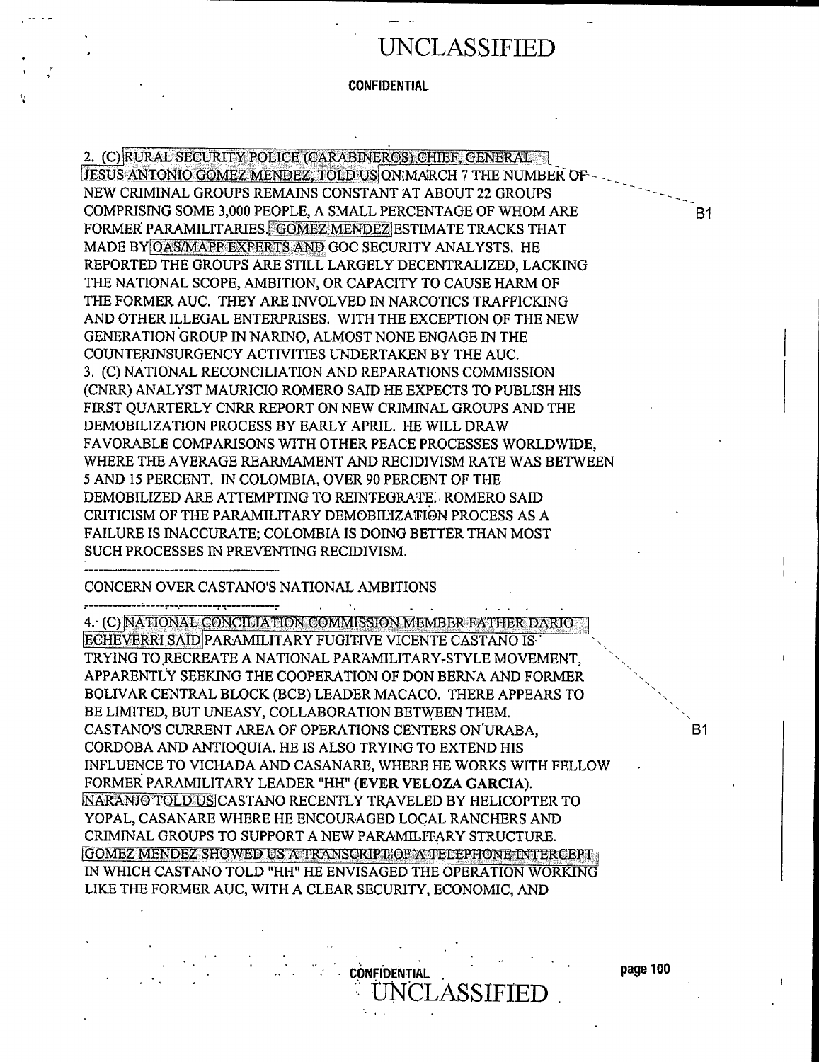CONFIDENTIAL

2. (C) RURAL SECURITY POLICE (CARABINEROS) CHIEF, GENERAL JESUS ANTONIO GOMEZ MENDEZ, TOLD US ON MARCH 7 THE NUMBER OF NEW CRIMINAL GROUPS REMAINS CONSTANT AT ABOUT 22 GROUPS COMPRISING SOME 3,000 PEOPLE, A SMALL PERCENTAGE OF WHOM ARE FORMER PARAMILITARIES. GOMEZ MENDEZ ESTIMATE TRACKS THAT MADE BY OAS/MAPP EXPERTS AND GOC SECURITY ANALYSTS. HE REPORTED THE GROUPS ARE STILL LARGELY DECENTRALIZED, LACKING THE NATIONAL SCOPE, AMBITION, OR CAPACITY TO CAUSE HARM OF THE FORMER AUC. THEY ARE INVOLVED IN NARCOTICS TRAFFICKING AND OTHER ILLEGAL ENTERPRISES. WITH THE EXCEPTION OF THE NEW GENERATION GROUP IN NARINO, ALMOST NONE ENGAGE IN THE COUNTERINSURGENCY ACTIVITIES UNDERTAKEN BY THE AUC.

B1

3. (C) NATIONAL RECONCILIATION AND REPARATIONS COMMISSION (CNRR) ANALYST MAURICIO ROMERO SAID HE EXPECTS TO PUBLISH HIS FIRST QUARTERLY CNRR REPORT ON NEW CRIMINAL GROUPS AND THE DEMOBILIZATION PROCESS BY EARLY APRIL. HE WILL DRAW FAVORABLE COMPARISONS WITH OTHER PEACE PROCESSES WORLDWIDE, WHERE THE AVERAGE REARMAMENT AND RECIDIVISM RATE WAS BETWEEN 5 AND 15 PERCENT. IN COLOMBIA, OVER 90 PERCENT OF THE DEMOBILIZED ARE ATTEMPTING TO REINTEGRATE. ROMERO SAID CRITICISM OF THE PARAMILITARY DEMOBILIZATION PROCESS AS A FAILURE IS INACCURATE; COLOMBIA IS DOING BETTER THAN MOST SUCH PROCESSES IN PREVENTING RECIDIVISM.

---

CONCERN OVER CASTANO'S NATIONAL AMBITIONS

---

4. (C) NATIONAL CONCILIATION COMMISSION MEMBER FATHER DARIO ECHEVERRI SAID PARAMILITARY FUGITIVE VICENTE CASTANO IS TRYING TO RECREATE A NATIONAL PARAMILITARY-STYLE MOVEMENT, APPARENTLY SEEKING THE COOPERATION OF DON BERNA AND FORMER BOLIVAR CENTRAL BLOCK (BCB) LEADER MACACO. THERE APPEARS TO BE LIMITED, BUT UNEASY, COLLABORATION BETWEEN THEM. CASTANO'S CURRENT AREA OF OPERATIONS CENTERS ON URABA, CORDOBA AND ANTIOQUIA. HE IS ALSO TRYING TO EXTEND HIS INFLUENCE TO VICHADA AND CASANARE, WHERE HE WORKS WITH FELLOW FORMER PARAMILITARY LEADER "HH" (**EVER VELOZA GARCIA**). NARANJO TOLD US CASTANO RECENTLY TRAVELED BY HELICOPTER TO YOPAL, CASANARE WHERE HE ENCOURAGED LOCAL RANCHERS AND CRIMINAL GROUPS TO SUPPORT A NEW PARAMILITARY STRUCTURE. GOMEZ MENDEZ SHOWED US A TRANSCRIPT OF A TELEPHONE INTERCEPT IN WHICH CASTANO TOLD "HH" HE ENVISAGED THE OPERATION WORKING LIKE THE FORMER AUC, WITH A CLEAR SECURITY, ECONOMIC, AND

B1

CONFIDENTIAL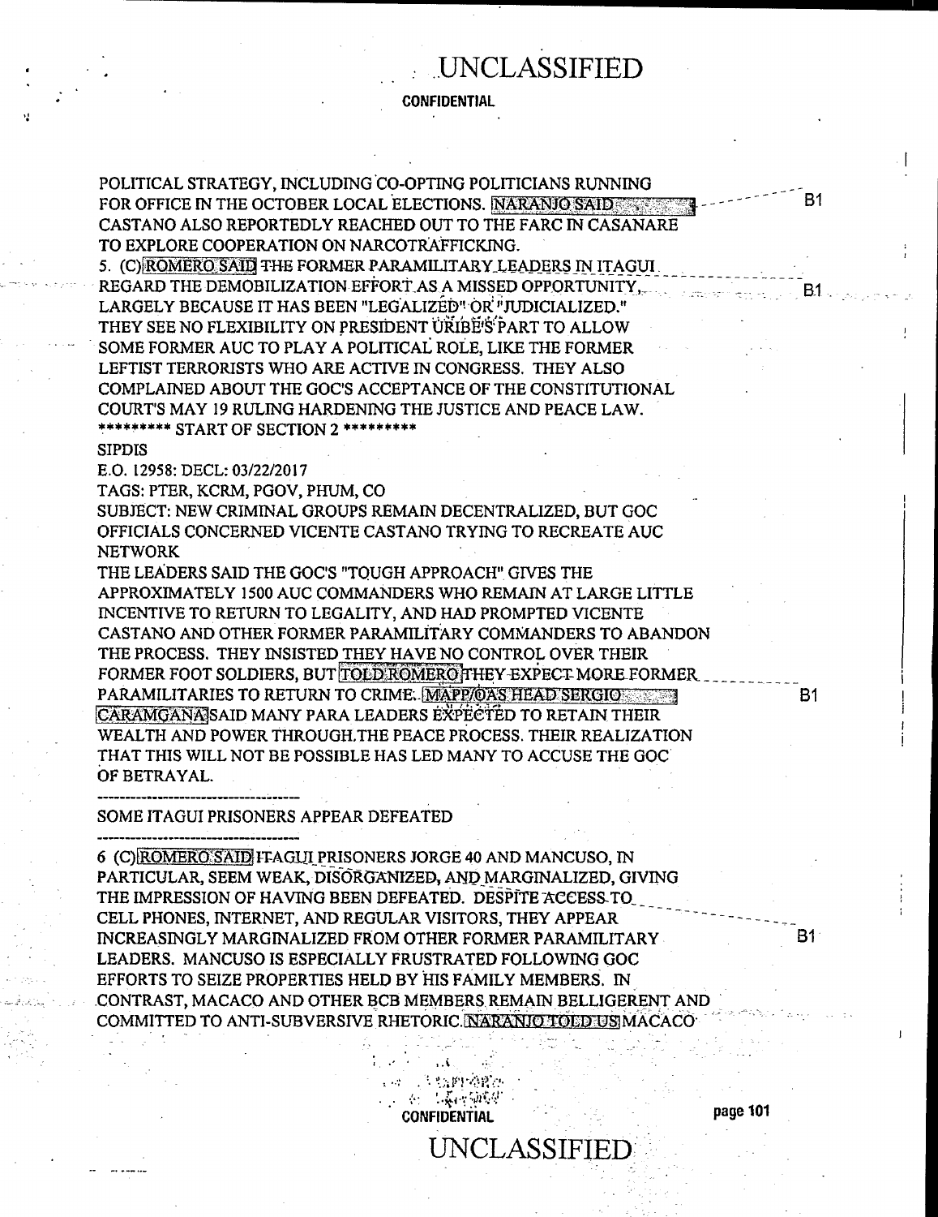POLITICAL STRATEGY, INCLUDING CO-OPTING POLITICIANS RUNNING FOR OFFICE IN THE OCTOBER LOCAL ELECTIONS. NARANJO SAID [ ] CASTANO ALSO REPORTEDLY REACHED OUT TO THE FARC IN CASANARE TO EXPLORE COOPERATION ON NARCOTRAFFICKING. B1

5. (C) ROMERO SAID THE FORMER PARAMILITARY LEADERS IN ITAGUI REGARD THE DEMOBILIZATION EFFORT AS A MISSED OPPORTUNITY, LARGELY BECAUSE IT HAS BEEN "LEGALIZED" OR "JUDICIALIZED." THEY SEE NO FLEXIBILITY ON PRESIDENT URIBE'S PART TO ALLOW SOME FORMER AUC TO PLAY A POLITICAL ROLE, LIKE THE FORMER LEFTIST TERRORISTS WHO ARE ACTIVE IN CONGRESS. THEY ALSO COMPLAINED ABOUT THE GOC'S ACCEPTANCE OF THE CONSTITUTIONAL COURT'S MAY 19 RULING HARDENING THE JUSTICE AND PEACE LAW. B1

********* START OF SECTION 2 *********

SIPDIS

E.O. 12958: DECL: 03/22/2017

TAGS: PTER, KCRM, PGOV, PHUM, CO

SUBJECT: NEW CRIMINAL GROUPS REMAIN DECENTRALIZED, BUT GOC OFFICIALS CONCERNED VICENTE CASTANO TRYING TO RECREATE AUC NETWORK

THE LEADERS SAID THE GOC'S "TOUGH APPROACH" GIVES THE APPROXIMATELY 1500 AUC COMMANDERS WHO REMAIN AT LARGE LITTLE INCENTIVE TO RETURN TO LEGALITY, AND HAD PROMPTED VICENTE CASTANO AND OTHER FORMER PARAMILITARY COMMANDERS TO ABANDON THE PROCESS. THEY INSISTED THEY HAVE NO CONTROL OVER THEIR FORMER FOOT SOLDIERS, BUT TOLD ROMERO THEY EXPECT MORE FORMER PARAMILITARIES TO RETURN TO CRIME. MAPP/OAS HEAD SERGIO [ ] CARAMGANA SAID MANY PARA LEADERS EXPECTED TO RETAIN THEIR WEALTH AND POWER THROUGH THE PEACE PROCESS. THEIR REALIZATION THAT THIS WILL NOT BE POSSIBLE HAS LED MANY TO ACCUSE THE GOC OF BETRAYAL. B1

---

SOME ITAGUI PRISONERS APPEAR DEFEATED

---

6 (C) ROMERO SAID ITAGUI PRISONERS JORGE 40 AND MANCUSO, IN PARTICULAR, SEEM WEAK, DISORGANIZED, AND MARGINALIZED, GIVING THE IMPRESSION OF HAVING BEEN DEFEATED. DESPITE ACCESS TO CELL PHONES, INTERNET, AND REGULAR VISITORS, THEY APPEAR INCREASINGLY MARGINALIZED FROM OTHER FORMER PARAMILITARY LEADERS. MANCUSO IS ESPECIALLY FRUSTRATED FOLLOWING GOC EFFORTS TO SEIZE PROPERTIES HELD BY HIS FAMILY MEMBERS. IN CONTRAST, MACACO AND OTHER BCB MEMBERS REMAIN BELLIGERENT AND COMMITTED TO ANTI-SUBVERSIVE RHETORIC. NARANJO TOLD US MACACO B1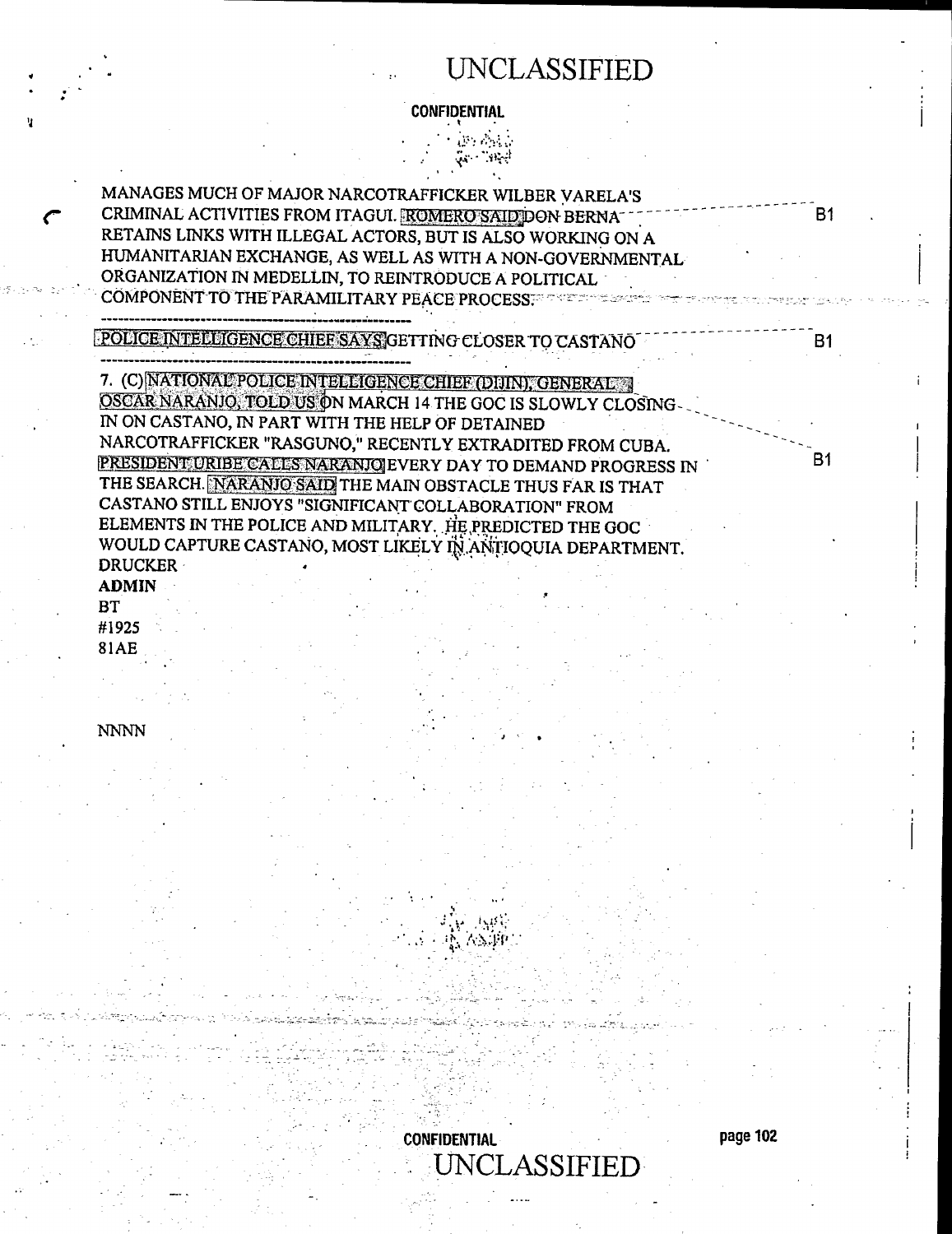MANAGES MUCH OF MAJOR NARCOTRAFFICKER WILBER VARELA'S CRIMINAL ACTIVITIES FROM ITAGUI. ROMERO SAID DON BERNA RETAINS LINKS WITH ILLEGAL ACTORS, BUT IS ALSO WORKING ON A HUMANITARIAN EXCHANGE, AS WELL AS WITH A NON-GOVERNMENTAL ORGANIZATION IN MEDELLIN, TO REINTRODUCE A POLITICAL COMPONENT TO THE PARAMILITARY PEACE PROCESS. B1

---

POLICE INTELLIGENCE CHIEF SAYS GETTING CLOSER TO CASTANO B1

---

7. (C) NATIONAL POLICE INTELLIGENCE CHIEF (DIJIN), GENERAL OSCAR NARANJO, TOLD US ON MARCH 14 THE GOC IS SLOWLY CLOSING IN ON CASTANO, IN PART WITH THE HELP OF DETAINED NARCOTRAFFICKER "RASGUNO," RECENTLY EXTRADITED FROM CUBA. PRESIDENT URIBE CALLS NARANJO EVERY DAY TO DEMAND PROGRESS IN THE SEARCH. NARANJO SAID THE MAIN OBSTACLE THUS FAR IS THAT CASTANO STILL ENJOYS "SIGNIFICANT COLLABORATION" FROM ELEMENTS IN THE POLICE AND MILITARY. HE PREDICTED THE GOC WOULD CAPTURE CASTANO, MOST LIKELY IN ANTIOQUIA DEPARTMENT. B1

DRUCKER

**ADMIN**

BT

#1925

81AE

NNNN

CONFIDENTIAL